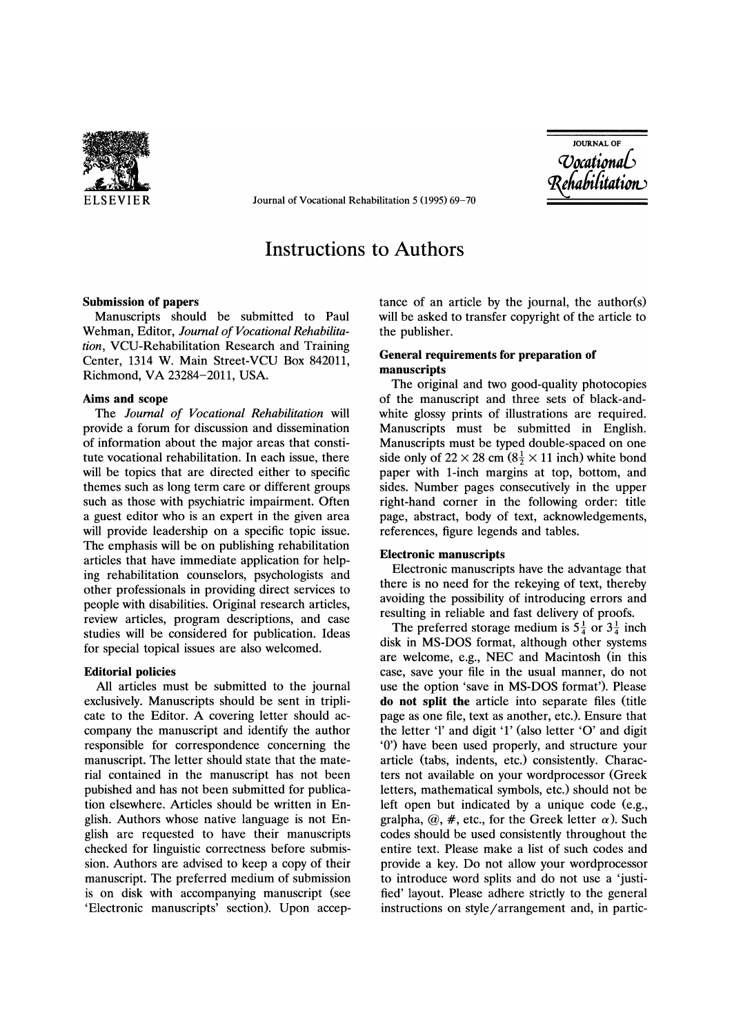# Instructions to Authors

## Submission of papers

Manuscripts should be submitted to Paul Wehman, Editor, *Journal of Vocational Rehabilitation*, VCU-Rehabilitation Research and Training Center, 1314 W. Main Street-VCU Box 842011, Richmond, VA 23284-2011, USA.

## Aims and scope

The *Journal of Vocational Rehabilitation* will provide a forum for discussion and dissemination of information about the major areas that constitute vocational rehabilitation. In each issue, there will be topics that are directed either to specific themes such as long term care or different groups such as those with psychiatric impairment. Often a guest editor who is an expert in the given area will provide leadership on a specific topic issue. The emphasis will be on publishing rehabilitation articles that have immediate application for helping rehabilitation counselors, psychologists and other professionals in providing direct services to people with disabilities. Original research articles, review articles, program descriptions, and case studies will be considered for publication. Ideas for special topical issues are also welcomed.

## Editorial policies

All articles must be submitted to the journal exclusively. Manuscripts should be sent in triplicate to the Editor. A covering letter should accompany the manuscript and identify the author responsible for correspondence concerning the manuscript. The letter should state that the material contained in the manuscript has not been pubished and has not been submitted for publication elsewhere. Articles should be written in English. Authors whose native language is not English are requested to have their manuscripts checked for linguistic correctness before submission. Authors are advised to keep a copy of their manuscript. The preferred medium of submission is on disk with accompanying manuscript (see 'Electronic manuscripts' section). Upon acceptance of an article by the journal, the author(s) will be asked to transfer copyright of the article to the publisher.

## General requirements for preparation of manuscripts

The original and two good-quality photocopies of the manuscript and three sets of black-and-white glossy prints of illustrations are required. Manuscripts must be submitted in English. Manuscripts must be typed double-spaced on one side only of 22 × 28 cm ($8\frac{1}{2} \times 11$ inch) white bond paper with 1-inch margins at top, bottom, and sides. Number pages consecutively in the upper right-hand corner in the following order: title page, abstract, body of text, acknowledgements, references, figure legends and tables.

## Electronic manuscripts

Electronic manuscripts have the advantage that there is no need for the rekeying of text, thereby avoiding the possibility of introducing errors and resulting in reliable and fast delivery of proofs.

The preferred storage medium is $5\frac{1}{4}$ or $3\frac{1}{4}$ inch disk in MS-DOS format, although other systems are welcome, e.g., NEC and Macintosh (in this case, save your file in the usual manner, do not use the option 'save in MS-DOS format'). Please **do not split the** article into separate files (title page as one file, text as another, etc.). Ensure that the letter 'l' and digit '1' (also letter 'O' and digit '0') have been used properly, and structure your article (tabs, indents, etc.) consistently. Characters not available on your wordprocessor (Greek letters, mathematical symbols, etc.) should not be left open but indicated by a unique code (e.g., gralpha, @, #, etc., for the Greek letter $\alpha$). Such codes should be used consistently throughout the entire text. Please make a list of such codes and provide a key. Do not allow your wordprocessor to introduce word splits and do not use a 'justified' layout. Please adhere strictly to the general instructions on style/arrangement and, in partic-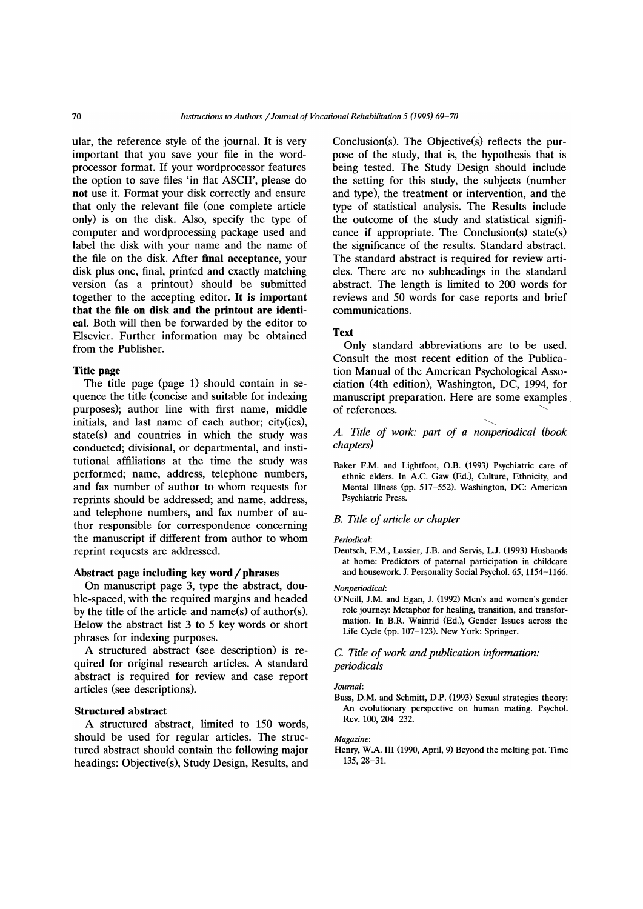ular, the reference style of the journal. It is very important that you save your file in the word-processor format. If your wordprocessor features the option to save files 'in flat ASCII', please do **not** use it. Format your disk correctly and ensure that only the relevant file (one complete article only) is on the disk. Also, specify the type of computer and wordprocessing package used and label the disk with your name and the name of the file on the disk. After **final acceptance**, your disk plus one, final, printed and exactly matching version (as a printout) should be submitted together to the accepting editor. **It is important that the file on disk and the printout are identical**. Both will then be forwarded by the editor to Elsevier. Further information may be obtained from the Publisher.

### Title page

The title page (page 1) should contain in sequence the title (concise and suitable for indexing purposes); author line with first name, middle initials, and last name of each author; city(ies), state(s) and countries in which the study was conducted; divisional, or departmental, and institutional affiliations at the time the study was performed; name, address, telephone numbers, and fax number of author to whom requests for reprints should be addressed; and name, address, and telephone numbers, and fax number of author responsible for correspondence concerning the manuscript if different from author to whom reprint requests are addressed.

### Abstract page including key word / phrases

On manuscript page 3, type the abstract, double-spaced, with the required margins and headed by the title of the article and name(s) of author(s). Below the abstract list 3 to 5 key words or short phrases for indexing purposes.

A structured abstract (see description) is required for original research articles. A standard abstract is required for review and case report articles (see descriptions).

### Structured abstract

A structured abstract, limited to 150 words, should be used for regular articles. The structured abstract should contain the following major headings: Objective(s), Study Design, Results, and Conclusion(s). The Objective(s) reflects the purpose of the study, that is, the hypothesis that is being tested. The Study Design should include the setting for this study, the subjects (number and type), the treatment or intervention, and the type of statistical analysis. The Results include the outcome of the study and statistical significance if appropriate. The Conclusion(s) state(s) the significance of the results. Standard abstract. The standard abstract is required for review articles. There are no subheadings in the standard abstract. The length is limited to 200 words for reviews and 50 words for case reports and brief communications.

### Text

Only standard abbreviations are to be used. Consult the most recent edition of the Publication Manual of the American Psychological Association (4th edition), Washington, DC, 1994, for manuscript preparation. Here are some examples of references.

#### *A. Title of work: part of a nonperiodical (book chapters)*

Baker F.M. and Lightfoot, O.B. (1993) Psychiatric care of ethnic elders. In A.C. Gaw (Ed.), Culture, Ethnicity, and Mental Illness (pp. 517–552). Washington, DC: American Psychiatric Press.

#### *B. Title of article or chapter*

*Periodical*:

Deutsch, F.M., Lussier, J.B. and Servis, L.J. (1993) Husbands at home: Predictors of paternal participation in childcare and housework. J. Personality Social Psychol. 65, 1154–1166.

*Nonperiodical*:

O'Neill, J.M. and Egan, J. (1992) Men's and women's gender role journey: Metaphor for healing, transition, and transformation. In B.R. Wainrid (Ed.), Gender Issues across the Life Cycle (pp. 107–123). New York: Springer.

#### *C. Title of work and publication information: periodicals*

*Journal*:

Buss, D.M. and Schmitt, D.P. (1993) Sexual strategies theory: An evolutionary perspective on human mating. Psychol. Rev. 100, 204–232.

*Magazine*:

Henry, W.A. III (1990, April, 9) Beyond the melting pot. Time 135, 28–31.